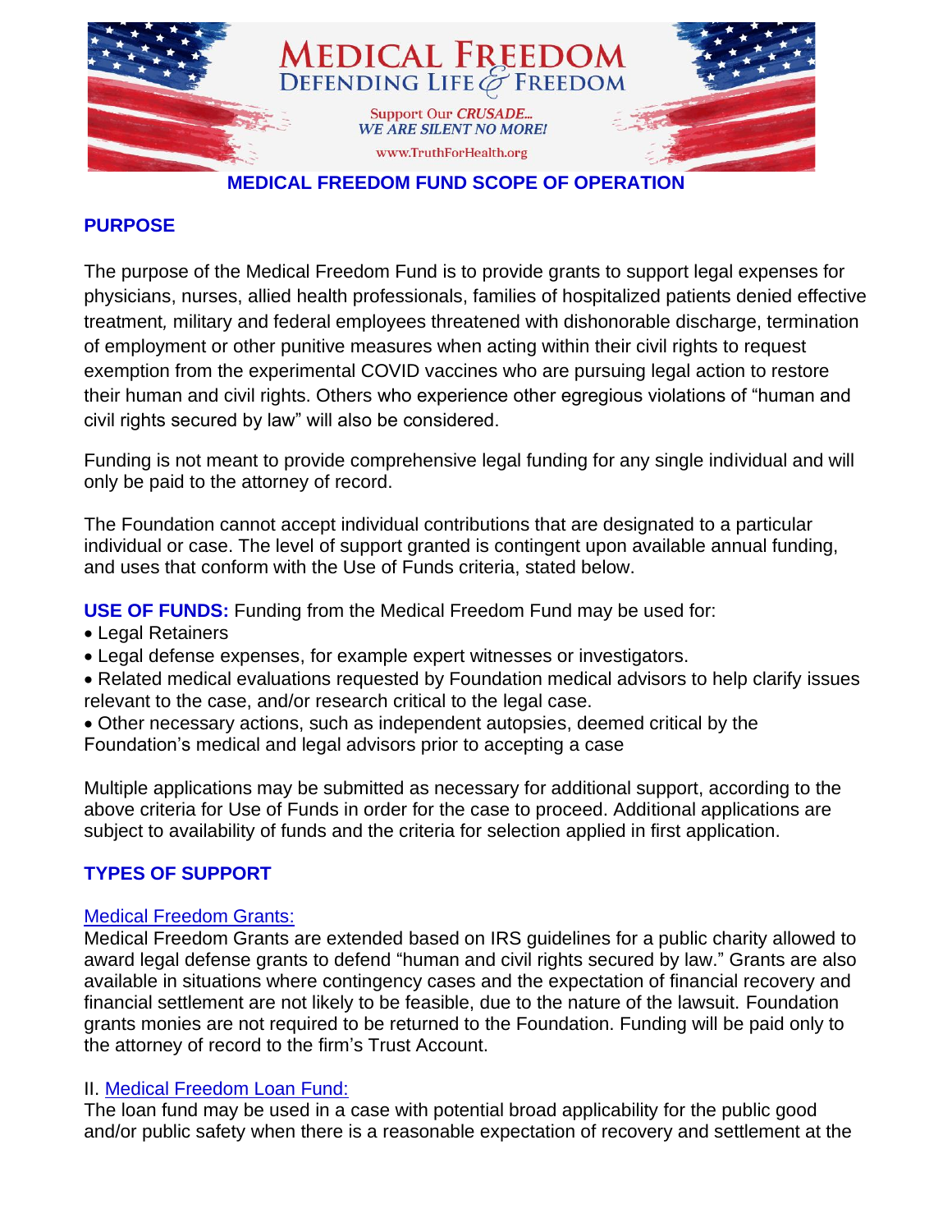MEDICAL FREEDOM
DEFENDING LIFE & FREEDOM

Support Our *CRUSADE...*
*WE ARE SILENT NO MORE!*

www.TruthForHealth.org

# MEDICAL FREEDOM FUND SCOPE OF OPERATION

## PURPOSE

The purpose of the Medical Freedom Fund is to provide grants to support legal expenses for physicians, nurses, allied health professionals, families of hospitalized patients denied effective treatment, military and federal employees threatened with dishonorable discharge, termination of employment or other punitive measures when acting within their civil rights to request exemption from the experimental COVID vaccines who are pursuing legal action to restore their human and civil rights. Others who experience other egregious violations of "human and civil rights secured by law" will also be considered.

Funding is not meant to provide comprehensive legal funding for any single individual and will only be paid to the attorney of record.

The Foundation cannot accept individual contributions that are designated to a particular individual or case. The level of support granted is contingent upon available annual funding, and uses that conform with the Use of Funds criteria, stated below.

**USE OF FUNDS:** Funding from the Medical Freedom Fund may be used for:

- Legal Retainers
- Legal defense expenses, for example expert witnesses or investigators.
- Related medical evaluations requested by Foundation medical advisors to help clarify issues relevant to the case, and/or research critical to the legal case.
- Other necessary actions, such as independent autopsies, deemed critical by the Foundation's medical and legal advisors prior to accepting a case

Multiple applications may be submitted as necessary for additional support, according to the above criteria for Use of Funds in order for the case to proceed. Additional applications are subject to availability of funds and the criteria for selection applied in first application.

## TYPES OF SUPPORT

### Medical Freedom Grants:

Medical Freedom Grants are extended based on IRS guidelines for a public charity allowed to award legal defense grants to defend "human and civil rights secured by law." Grants are also available in situations where contingency cases and the expectation of financial recovery and financial settlement are not likely to be feasible, due to the nature of the lawsuit. Foundation grants monies are not required to be returned to the Foundation. Funding will be paid only to the attorney of record to the firm's Trust Account.

### II. Medical Freedom Loan Fund:

The loan fund may be used in a case with potential broad applicability for the public good and/or public safety when there is a reasonable expectation of recovery and settlement at the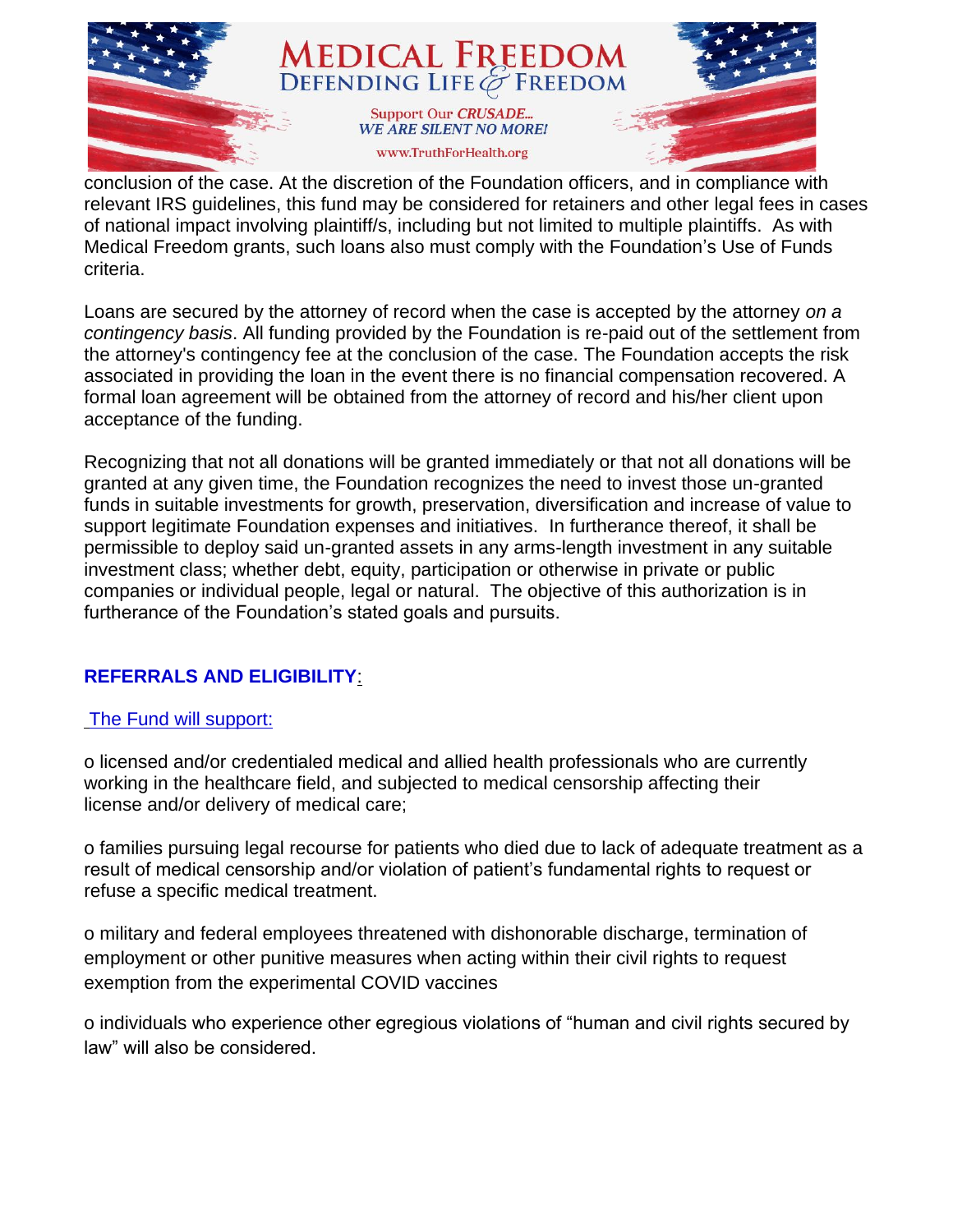conclusion of the case. At the discretion of the Foundation officers, and in compliance with relevant IRS guidelines, this fund may be considered for retainers and other legal fees in cases of national impact involving plaintiff/s, including but not limited to multiple plaintiffs. As with Medical Freedom grants, such loans also must comply with the Foundation's Use of Funds criteria.

Loans are secured by the attorney of record when the case is accepted by the attorney *on a contingency basis*. All funding provided by the Foundation is re-paid out of the settlement from the attorney's contingency fee at the conclusion of the case. The Foundation accepts the risk associated in providing the loan in the event there is no financial compensation recovered. A formal loan agreement will be obtained from the attorney of record and his/her client upon acceptance of the funding.

Recognizing that not all donations will be granted immediately or that not all donations will be granted at any given time, the Foundation recognizes the need to invest those un-granted funds in suitable investments for growth, preservation, diversification and increase of value to support legitimate Foundation expenses and initiatives. In furtherance thereof, it shall be permissible to deploy said un-granted assets in any arms-length investment in any suitable investment class; whether debt, equity, participation or otherwise in private or public companies or individual people, legal or natural. The objective of this authorization is in furtherance of the Foundation's stated goals and pursuits.

## REFERRALS AND ELIGIBILITY:

The Fund will support:

- licensed and/or credentialed medical and allied health professionals who are currently working in the healthcare field, and subjected to medical censorship affecting their license and/or delivery of medical care;

- families pursuing legal recourse for patients who died due to lack of adequate treatment as a result of medical censorship and/or violation of patient's fundamental rights to request or refuse a specific medical treatment.

- military and federal employees threatened with dishonorable discharge, termination of employment or other punitive measures when acting within their civil rights to request exemption from the experimental COVID vaccines

- individuals who experience other egregious violations of "human and civil rights secured by law" will also be considered.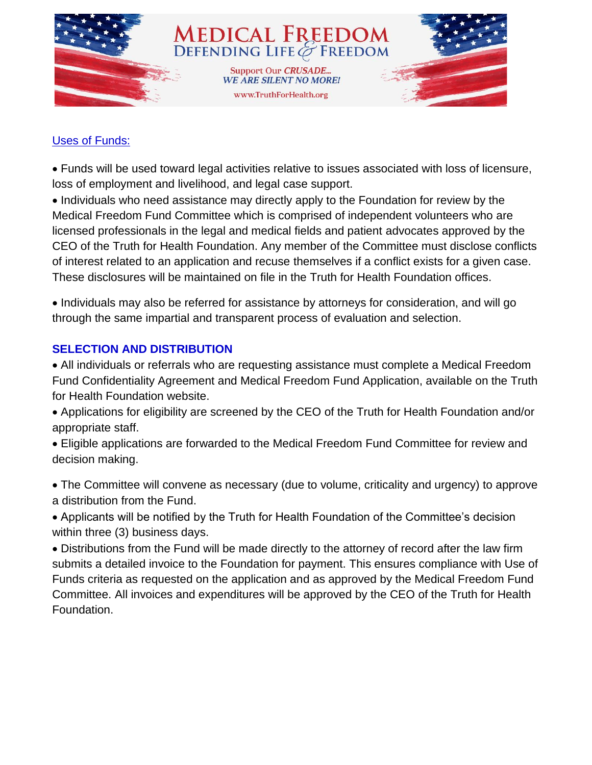## Uses of Funds:

- Funds will be used toward legal activities relative to issues associated with loss of licensure, loss of employment and livelihood, and legal case support.
- Individuals who need assistance may directly apply to the Foundation for review by the Medical Freedom Fund Committee which is comprised of independent volunteers who are licensed professionals in the legal and medical fields and patient advocates approved by the CEO of the Truth for Health Foundation. Any member of the Committee must disclose conflicts of interest related to an application and recuse themselves if a conflict exists for a given case. These disclosures will be maintained on file in the Truth for Health Foundation offices.
- Individuals may also be referred for assistance by attorneys for consideration, and will go through the same impartial and transparent process of evaluation and selection.

## SELECTION AND DISTRIBUTION

- All individuals or referrals who are requesting assistance must complete a Medical Freedom Fund Confidentiality Agreement and Medical Freedom Fund Application, available on the Truth for Health Foundation website.
- Applications for eligibility are screened by the CEO of the Truth for Health Foundation and/or appropriate staff.
- Eligible applications are forwarded to the Medical Freedom Fund Committee for review and decision making.
- The Committee will convene as necessary (due to volume, criticality and urgency) to approve a distribution from the Fund.
- Applicants will be notified by the Truth for Health Foundation of the Committee's decision within three (3) business days.
- Distributions from the Fund will be made directly to the attorney of record after the law firm submits a detailed invoice to the Foundation for payment. This ensures compliance with Use of Funds criteria as requested on the application and as approved by the Medical Freedom Fund Committee. All invoices and expenditures will be approved by the CEO of the Truth for Health Foundation.